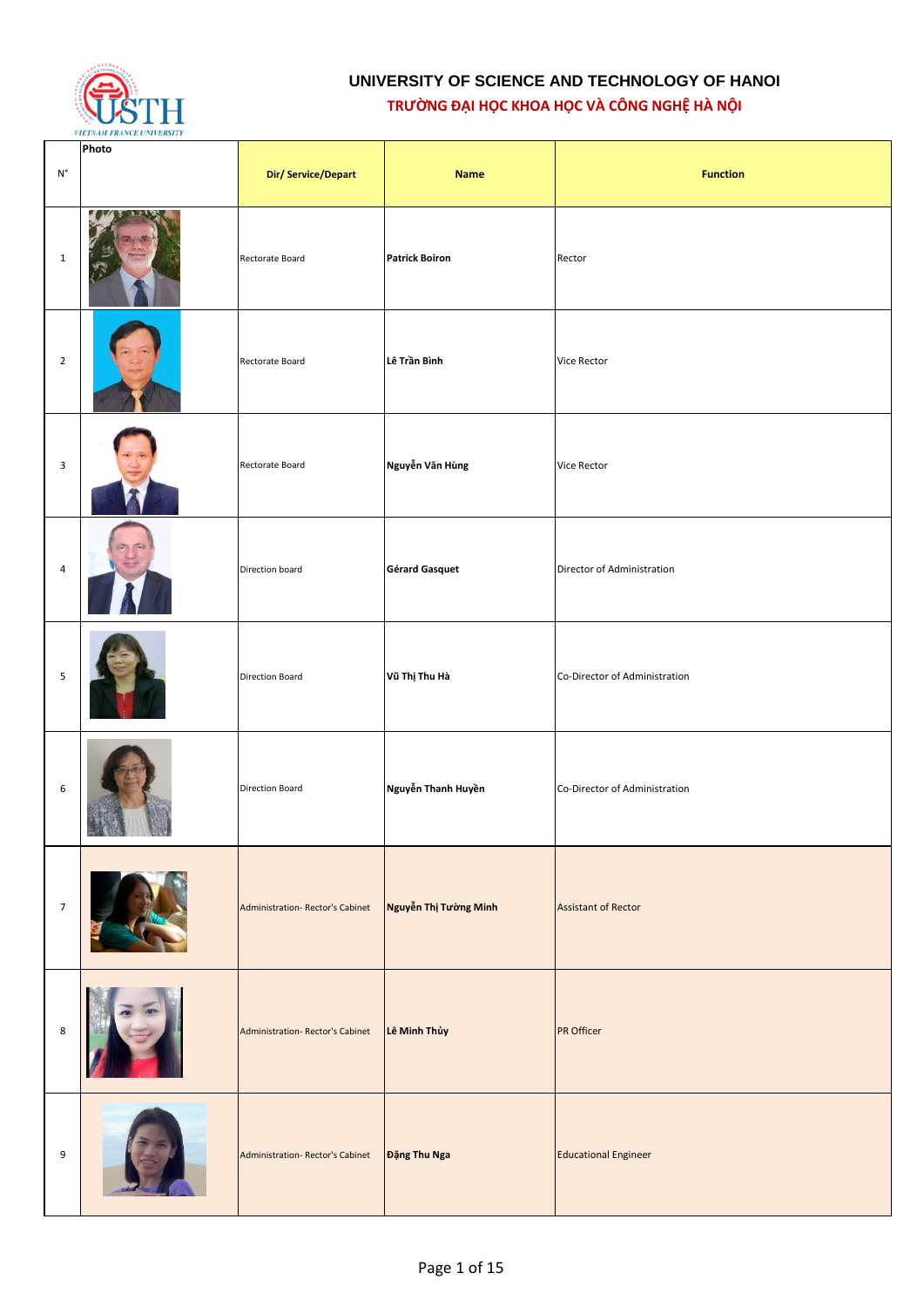# UNIVERSITY OF SCIENCE AND TECHNOLOGY OF HANOI

## TRƯỜNG ĐẠI HỌC KHOA HỌC VÀ CÔNG NGHỆ HÀ NỘI

| N° | Photo | Dir/ Service/Depart | Name | Function |
|---|---|---|---|---|
| 1 | | Rectorate Board | **Patrick Boiron** | Rector |
| 2 | | Rectorate Board | **Lê Trần Bình** | Vice Rector |
| 3 | | Rectorate Board | **Nguyễn Văn Hùng** | Vice Rector |
| 4 | | Direction board | **Gérard Gasquet** | Director of Administration |
| 5 | | Direction Board | **Vũ Thị Thu Hà** | Co-Director of Administration |
| 6 | | Direction Board | **Nguyễn Thanh Huyền** | Co-Director of Administration |
| 7 | | Administration- Rector's Cabinet | **Nguyễn Thị Tường Minh** | Assistant of Rector |
| 8 | | Administration- Rector's Cabinet | **Lê Minh Thủy** | PR Officer |
| 9 | | Administration- Rector's Cabinet | **Đặng Thu Nga** | Educational Engineer |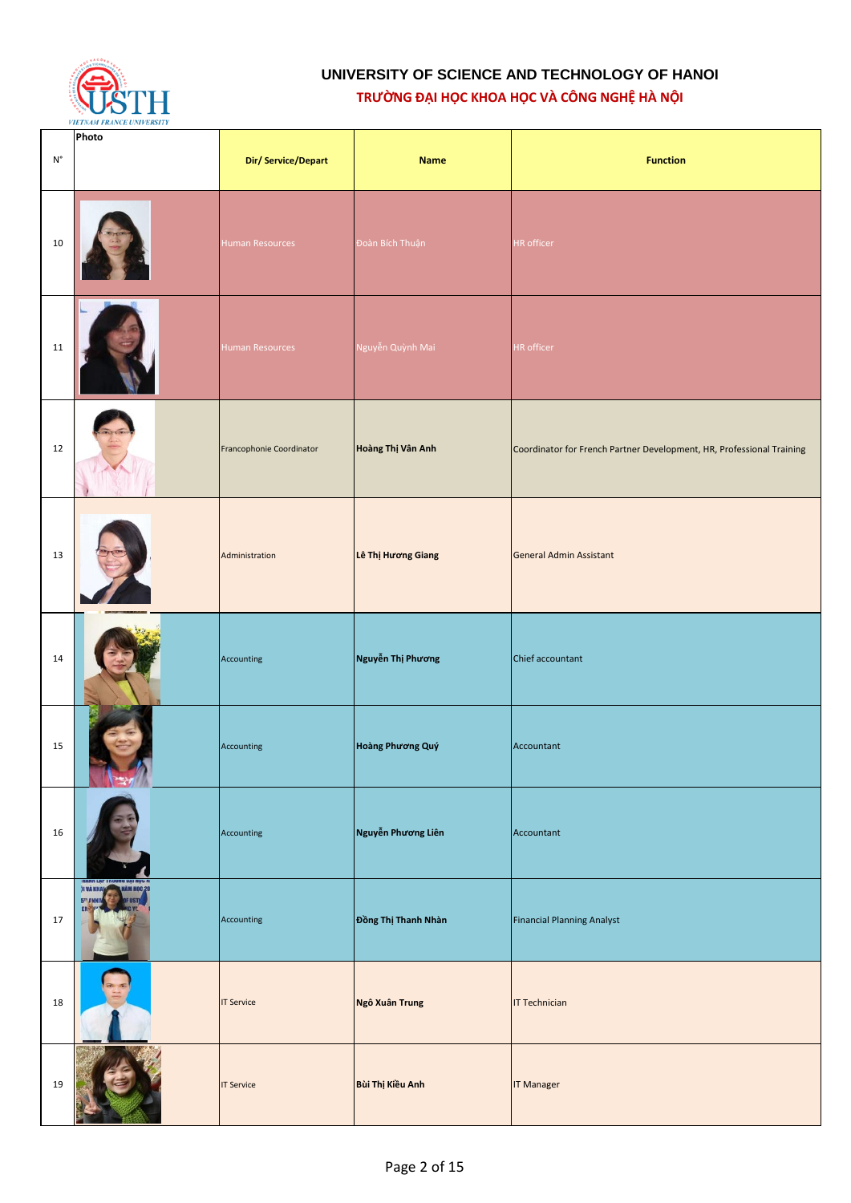**UNIVERSITY OF SCIENCE AND TECHNOLOGY OF HANOI**

**TRƯỜNG ĐẠI HỌC KHOA HỌC VÀ CÔNG NGHỆ HÀ NỘI**

| N° | Photo | Dir/ Service/Depart | Name | Function |
|---|---|---|---|---|
| 10 | | Human Resources | Đoàn Bích Thuận | HR officer |
| 11 | | Human Resources | Nguyễn Quỳnh Mai | HR officer |
| 12 | | Francophonie Coordinator | **Hoàng Thị Vân Anh** | Coordinator for French Partner Development, HR, Professional Training |
| 13 | | Administration | **Lê Thị Hương Giang** | General Admin Assistant |
| 14 | | Accounting | **Nguyễn Thị Phương** | Chief accountant |
| 15 | | Accounting | **Hoàng Phương Quý** | Accountant |
| 16 | | Accounting | **Nguyễn Phương Liên** | Accountant |
| 17 | | Accounting | **Đồng Thị Thanh Nhàn** | Financial Planning Analyst |
| 18 | | IT Service | **Ngô Xuân Trung** | IT Technician |
| 19 | | IT Service | **Bùi Thị Kiều Anh** | IT Manager |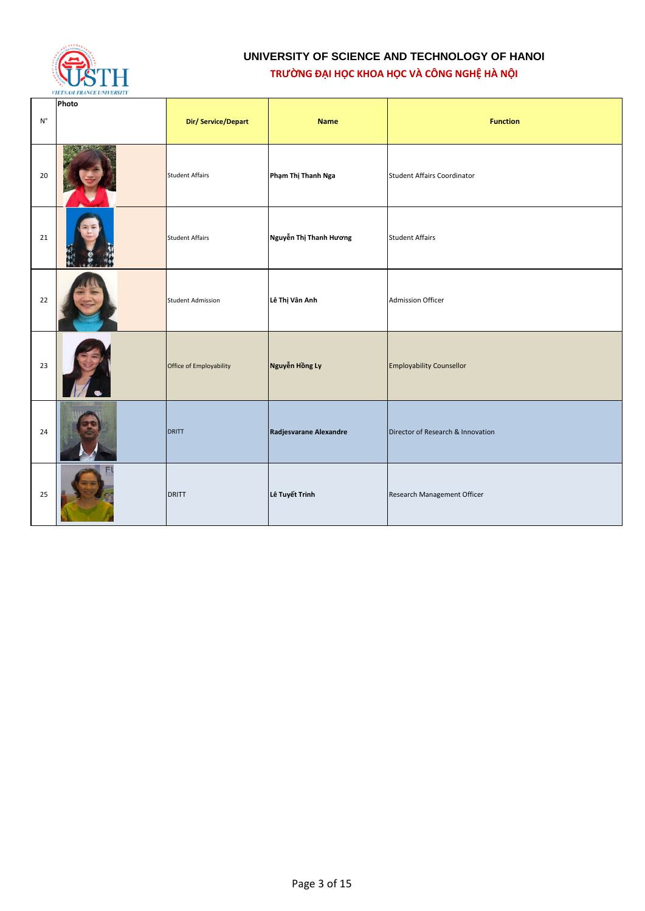# UNIVERSITY OF SCIENCE AND TECHNOLOGY OF HANOI

## TRƯỜNG ĐẠI HỌC KHOA HỌC VÀ CÔNG NGHỆ HÀ NỘI

| N° | Photo | Dir/ Service/Depart | Name | Function |
|---|---|---|---|---|
| 20 | | Student Affairs | **Phạm Thị Thanh Nga** | Student Affairs Coordinator |
| 21 | | Student Affairs | **Nguyễn Thị Thanh Hương** | Student Affairs |
| 22 | | Student Admission | **Lê Thị Vân Anh** | Admission Officer |
| 23 | | Office of Employability | **Nguyễn Hồng Ly** | Employability Counsellor |
| 24 | | DRITT | **Radjesvarane Alexandre** | Director of Research & Innovation |
| 25 | | DRITT | **Lê Tuyết Trinh** | Research Management Officer |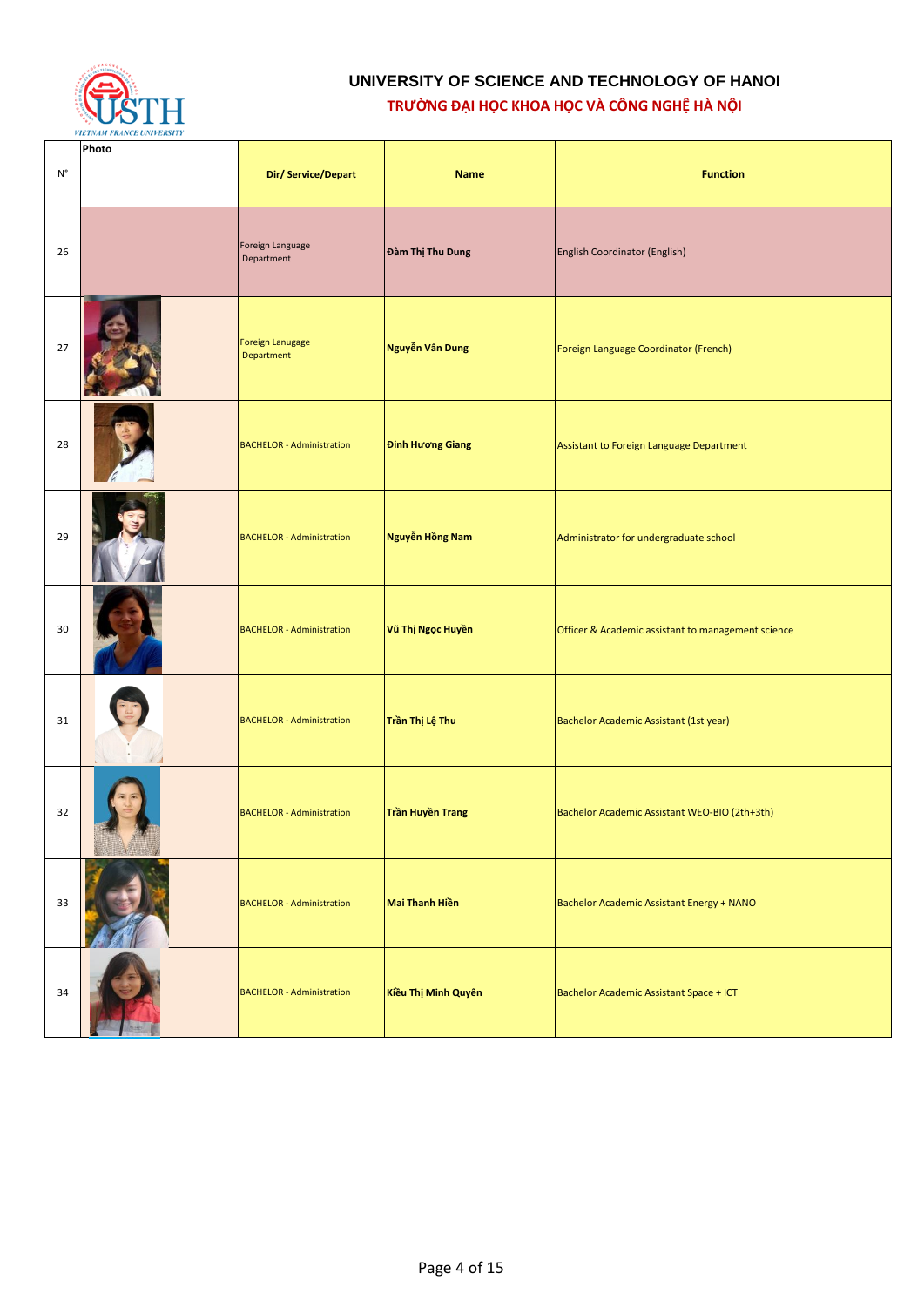## UNIVERSITY OF SCIENCE AND TECHNOLOGY OF HANOI
## TRƯỜNG ĐẠI HỌC KHOA HỌC VÀ CÔNG NGHỆ HÀ NỘI

| N° | Photo | Dir/ Service/Depart | Name | Function |
|---|---|---|---|---|
| 26 | | Foreign Language Department | **Đàm Thị Thu Dung** | English Coordinator (English) |
| 27 | | Foreign Lanugage Department | **Nguyễn Vân Dung** | Foreign Language Coordinator (French) |
| 28 | | BACHELOR - Administration | **Đinh Hương Giang** | Assistant to Foreign Language Department |
| 29 | | BACHELOR - Administration | **Nguyễn Hồng Nam** | Administrator for undergraduate school |
| 30 | | BACHELOR - Administration | **Vũ Thị Ngọc Huyền** | Officer & Academic assistant to management science |
| 31 | | BACHELOR - Administration | **Trần Thị Lệ Thu** | Bachelor Academic Assistant (1st year) |
| 32 | | BACHELOR - Administration | **Trần Huyền Trang** | Bachelor Academic Assistant WEO-BIO (2th+3th) |
| 33 | | BACHELOR - Administration | **Mai Thanh Hiền** | Bachelor Academic Assistant Energy + NANO |
| 34 | | BACHELOR - Administration | **Kiều Thị Minh Quyên** | Bachelor Academic Assistant Space + ICT |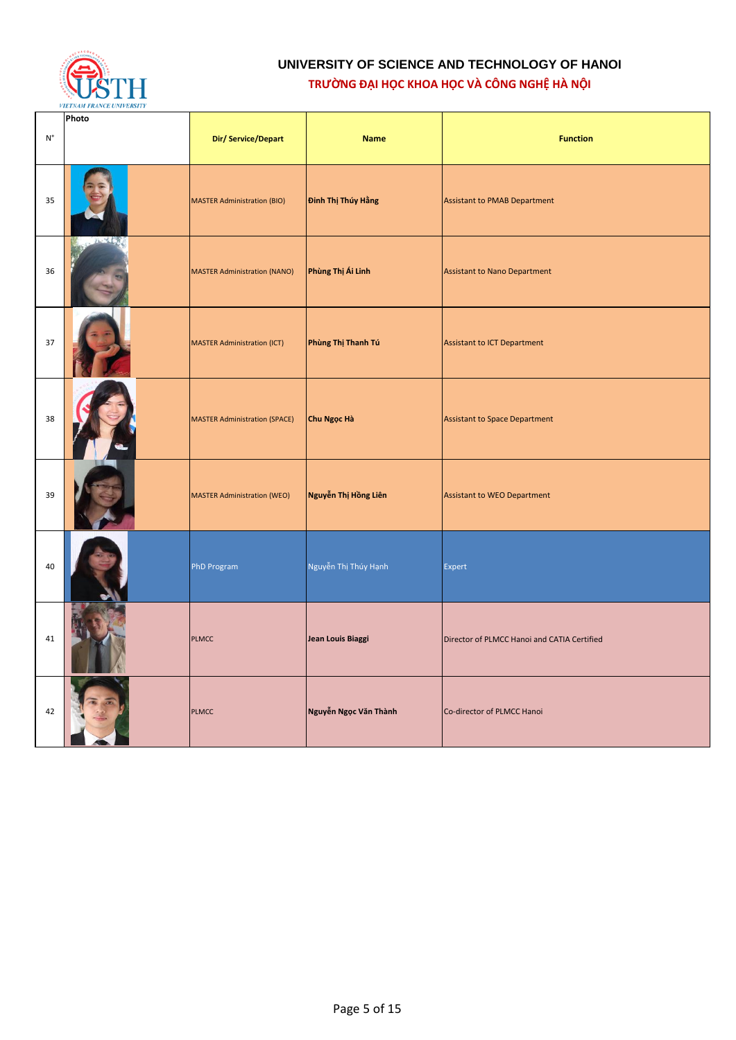# UNIVERSITY OF SCIENCE AND TECHNOLOGY OF HANOI

## TRƯỜNG ĐẠI HỌC KHOA HỌC VÀ CÔNG NGHỆ HÀ NỘI

| N° | Photo | Dir/ Service/Depart | Name | Function |
|---|---|---|---|---|
| 35 | | MASTER Administration (BIO) | **Đinh Thị Thúy Hằng** | Assistant to PMAB Department |
| 36 | | MASTER Administration (NANO) | **Phùng Thị Ái Linh** | Assistant to Nano Department |
| 37 | | MASTER Administration (ICT) | **Phùng Thị Thanh Tú** | Assistant to ICT Department |
| 38 | | MASTER Administration (SPACE) | **Chu Ngọc Hà** | Assistant to Space Department |
| 39 | | MASTER Administration (WEO) | **Nguyễn Thị Hồng Liên** | Assistant to WEO Department |
| 40 | | PhD Program | Nguyễn Thị Thúy Hạnh | Expert |
| 41 | | PLMCC | **Jean Louis Biaggi** | Director of PLMCC Hanoi and CATIA Certified |
| 42 | | PLMCC | **Nguyễn Ngọc Văn Thành** | Co-director of PLMCC Hanoi |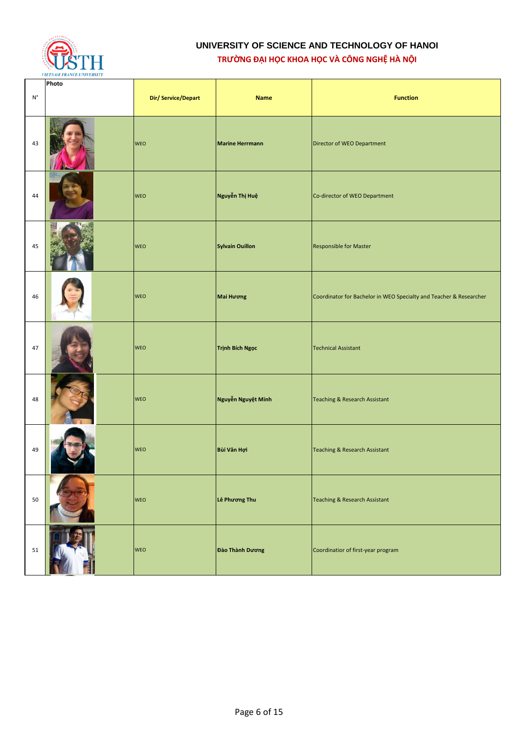# UNIVERSITY OF SCIENCE AND TECHNOLOGY OF HANOI

## TRƯỜNG ĐẠI HỌC KHOA HỌC VÀ CÔNG NGHỆ HÀ NỘI

| N° | Photo | Dir/ Service/Depart | Name | Function |
|---|---|---|---|---|
| 43 | | WEO | **Marine Herrmann** | Director of WEO Department |
| 44 | | WEO | **Nguyễn Thị Huệ** | Co-director of WEO Department |
| 45 | | WEO | **Sylvain Ouillon** | Responsible for Master |
| 46 | | WEO | **Mai Hương** | Coordinator for Bachelor in WEO Specialty and Teacher & Researcher |
| 47 | | WEO | **Trịnh Bích Ngọc** | Technical Assistant |
| 48 | | WEO | **Nguyễn Nguyệt Minh** | Teaching & Research Assistant |
| 49 | | WEO | **Bùi Văn Hợi** | Teaching & Research Assistant |
| 50 | | WEO | **Lê Phương Thu** | Teaching & Research Assistant |
| 51 | | WEO | **Đào Thành Dương** | Coordinatior of first-year program |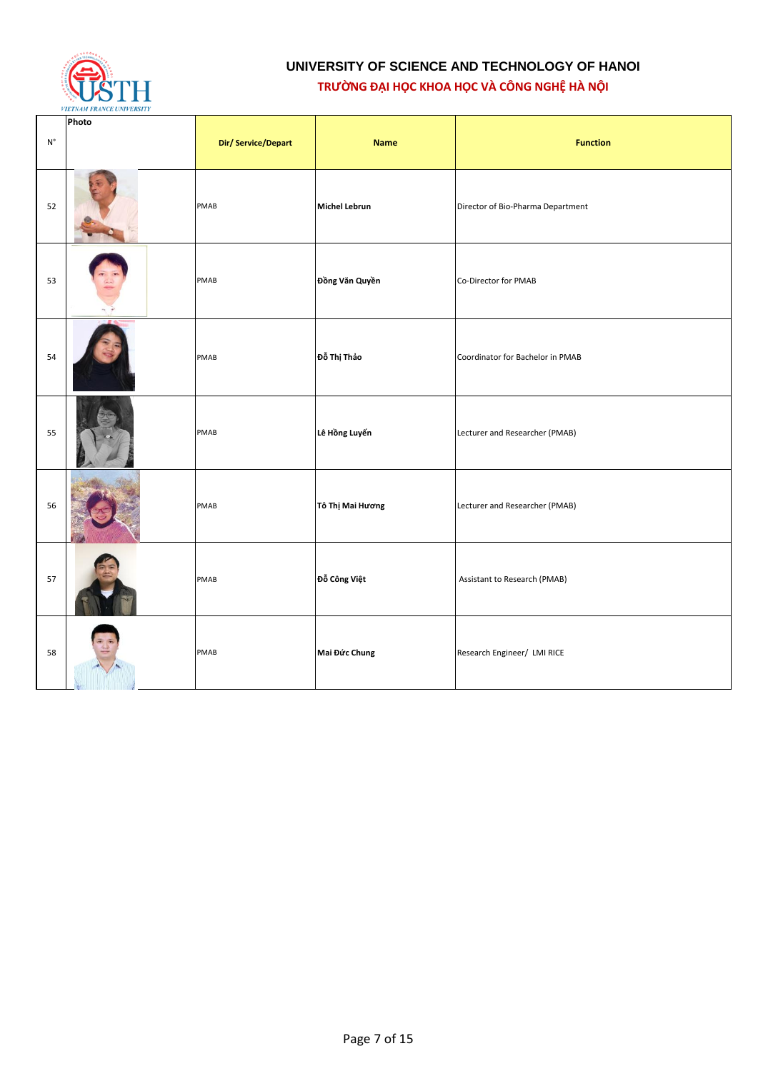**UNIVERSITY OF SCIENCE AND TECHNOLOGY OF HANOI**

**TRƯỜNG ĐẠI HỌC KHOA HỌC VÀ CÔNG NGHỆ HÀ NỘI**

| N° | Photo | Dir/ Service/Depart | Name | Function |
|---|---|---|---|---|
| 52 | | PMAB | **Michel Lebrun** | Director of Bio-Pharma Department |
| 53 | | PMAB | **Đồng Văn Quyền** | Co-Director for PMAB |
| 54 | | PMAB | **Đỗ Thị Thảo** | Coordinator for Bachelor in PMAB |
| 55 | | PMAB | **Lê Hồng Luyến** | Lecturer and Researcher (PMAB) |
| 56 | | PMAB | **Tô Thị Mai Hương** | Lecturer and Researcher (PMAB) |
| 57 | | PMAB | **Đỗ Công Việt** | Assistant to Research (PMAB) |
| 58 | | PMAB | **Mai Đức Chung** | Research Engineer/ LMI RICE |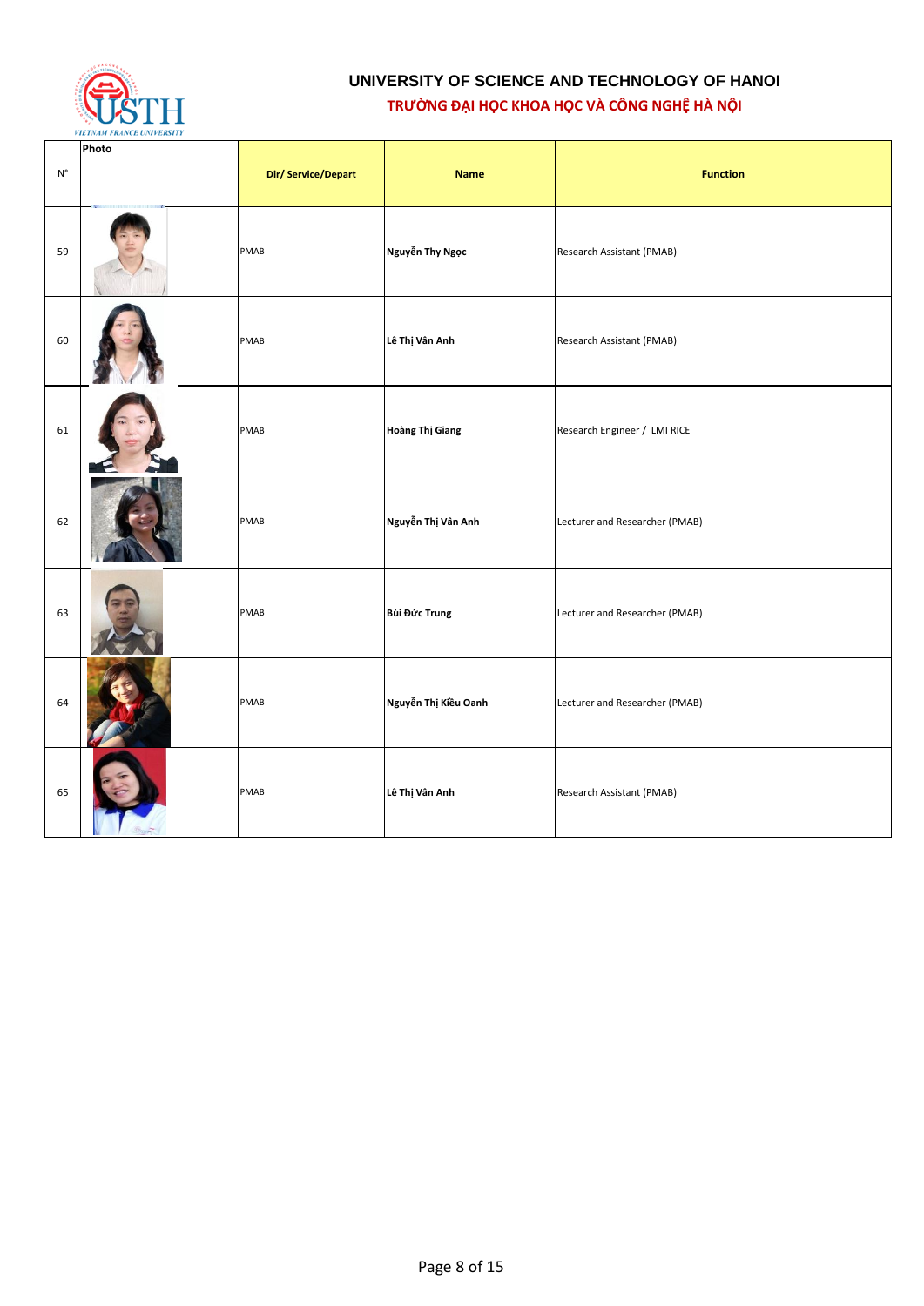# UNIVERSITY OF SCIENCE AND TECHNOLOGY OF HANOI

## TRƯỜNG ĐẠI HỌC KHOA HỌC VÀ CÔNG NGHỆ HÀ NỘI

| N° | Photo | Dir/ Service/Depart | Name | Function |
|---|---|---|---|---|
| 59 | | PMAB | **Nguyễn Thy Ngọc** | Research Assistant (PMAB) |
| 60 | | PMAB | **Lê Thị Vân Anh** | Research Assistant (PMAB) |
| 61 | | PMAB | **Hoàng Thị Giang** | Research Engineer / LMI RICE |
| 62 | | PMAB | **Nguyễn Thị Vân Anh** | Lecturer and Researcher (PMAB) |
| 63 | | PMAB | **Bùi Đức Trung** | Lecturer and Researcher (PMAB) |
| 64 | | PMAB | **Nguyễn Thị Kiều Oanh** | Lecturer and Researcher (PMAB) |
| 65 | | PMAB | **Lê Thị Vân Anh** | Research Assistant (PMAB) |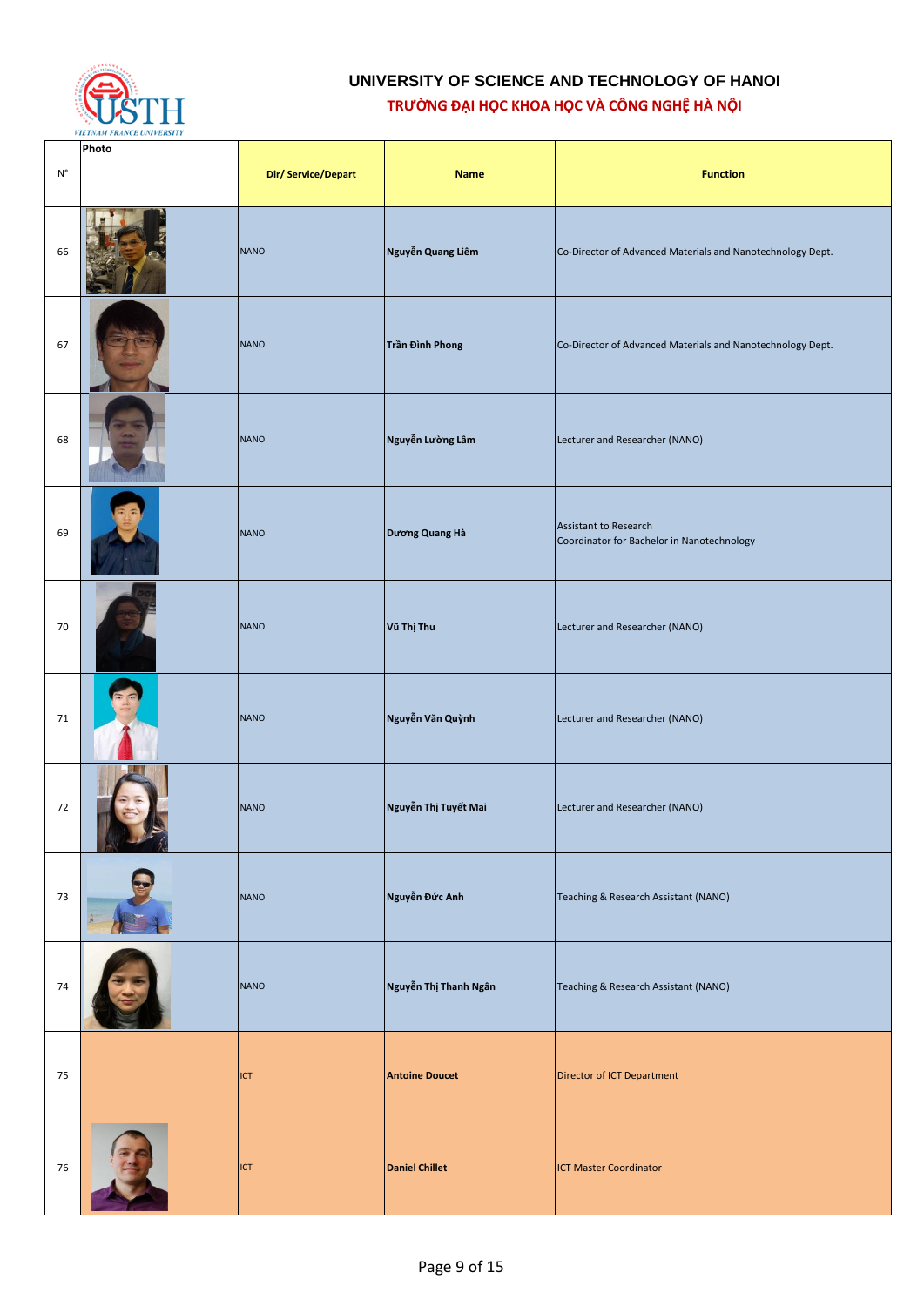**UNIVERSITY OF SCIENCE AND TECHNOLOGY OF HANOI**

**TRƯỜNG ĐẠI HỌC KHOA HỌC VÀ CÔNG NGHỆ HÀ NỘI**

| N° | Photo | Dir/ Service/Depart | Name | Function |
|---|---|---|---|---|
| 66 | | NANO | **Nguyễn Quang Liêm** | Co-Director of Advanced Materials and Nanotechnology Dept. |
| 67 | | NANO | **Trần Đình Phong** | Co-Director of Advanced Materials and Nanotechnology Dept. |
| 68 | | NANO | **Nguyễn Lường Lâm** | Lecturer and Researcher (NANO) |
| 69 | | NANO | **Dương Quang Hà** | Assistant to Research<br>Coordinator for Bachelor in Nanotechnology |
| 70 | | NANO | **Vũ Thị Thu** | Lecturer and Researcher (NANO) |
| 71 | | NANO | **Nguyễn Văn Quỳnh** | Lecturer and Researcher (NANO) |
| 72 | | NANO | **Nguyễn Thị Tuyết Mai** | Lecturer and Researcher (NANO) |
| 73 | | NANO | **Nguyễn Đức Anh** | Teaching & Research Assistant (NANO) |
| 74 | | NANO | **Nguyễn Thị Thanh Ngân** | Teaching & Research Assistant (NANO) |
| 75 | | ICT | **Antoine Doucet** | Director of ICT Department |
| 76 | | ICT | **Daniel Chillet** | ICT Master Coordinator |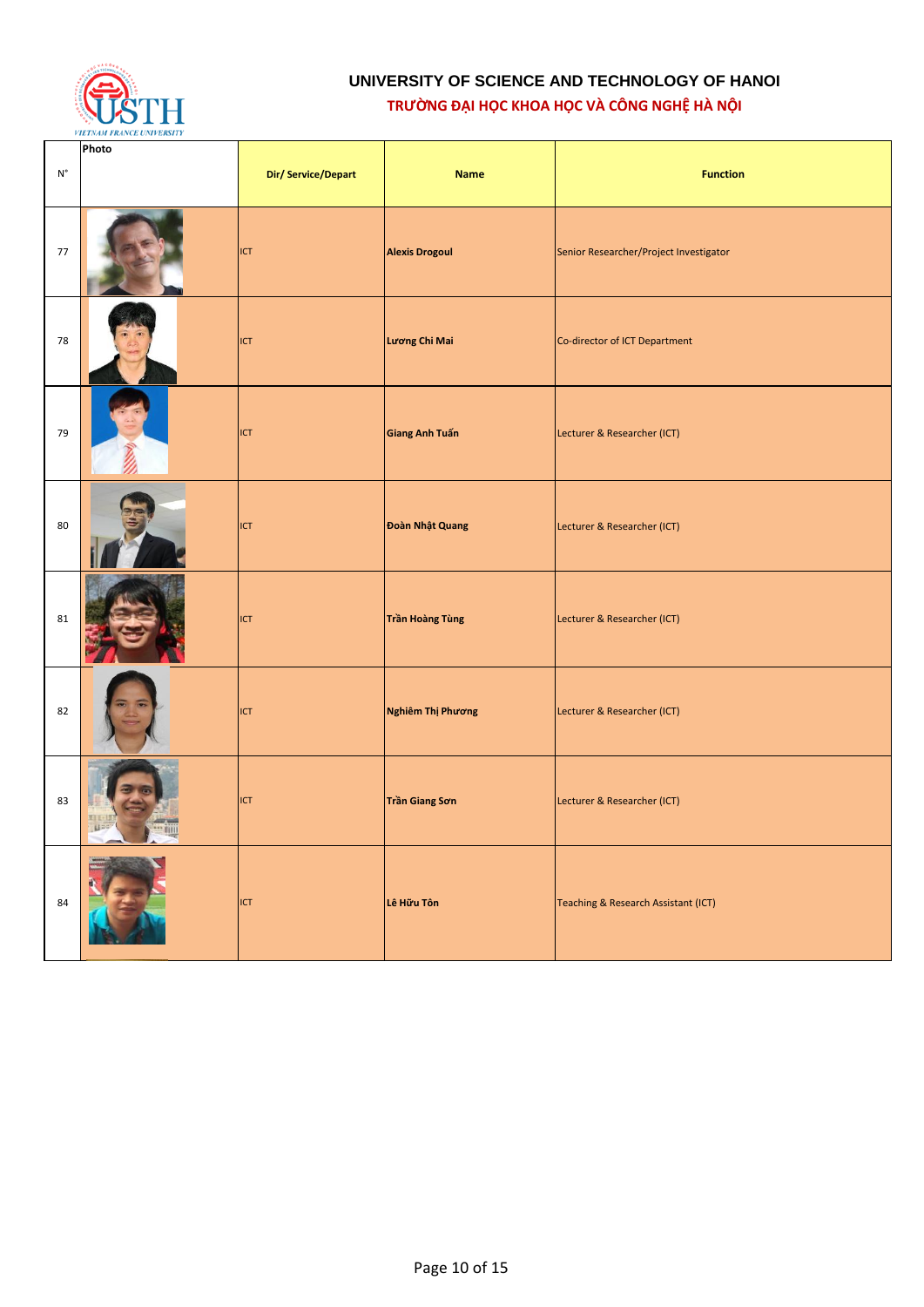# UNIVERSITY OF SCIENCE AND TECHNOLOGY OF HANOI

## TRƯỜNG ĐẠI HỌC KHOA HỌC VÀ CÔNG NGHỆ HÀ NỘI

| N° | Photo | Dir/ Service/Depart | Name | Function |
|---|---|---|---|---|
| 77 | | ICT | **Alexis Drogoul** | Senior Researcher/Project Investigator |
| 78 | | ICT | **Lương Chi Mai** | Co-director of ICT Department |
| 79 | | ICT | **Giang Anh Tuấn** | Lecturer & Researcher (ICT) |
| 80 | | ICT | **Đoàn Nhật Quang** | Lecturer & Researcher (ICT) |
| 81 | | ICT | **Trần Hoàng Tùng** | Lecturer & Researcher (ICT) |
| 82 | | ICT | **Nghiêm Thị Phương** | Lecturer & Researcher (ICT) |
| 83 | | ICT | **Trần Giang Sơn** | Lecturer & Researcher (ICT) |
| 84 | | ICT | **Lê Hữu Tôn** | Teaching & Research Assistant (ICT) |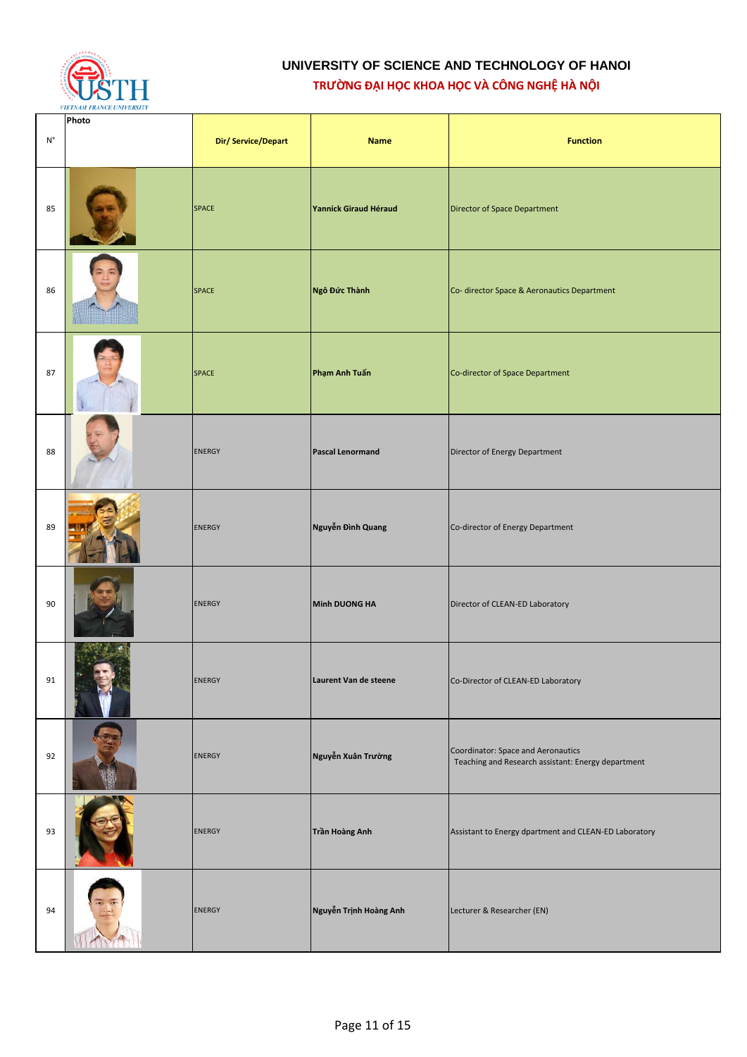**UNIVERSITY OF SCIENCE AND TECHNOLOGY OF HANOI**

**TRƯỜNG ĐẠI HỌC KHOA HỌC VÀ CÔNG NGHỆ HÀ NỘI**

| N° | Photo | Dir/ Service/Depart | Name | Function |
|---|---|---|---|---|
| 85 | | SPACE | **Yannick Giraud Héraud** | Director of Space Department |
| 86 | | SPACE | **Ngô Đức Thành** | Co- director Space & Aeronautics Department |
| 87 | | SPACE | **Phạm Anh Tuấn** | Co-director of Space Department |
| 88 | | ENERGY | **Pascal Lenormand** | Director of Energy Department |
| 89 | | ENERGY | **Nguyễn Đình Quang** | Co-director of Energy Department |
| 90 | | ENERGY | **Minh DUONG HA** | Director of CLEAN-ED Laboratory |
| 91 | | ENERGY | **Laurent Van de steene** | Co-Director of CLEAN-ED Laboratory |
| 92 | | ENERGY | **Nguyễn Xuân Trường** | Coordinator: Space and Aeronautics<br>Teaching and Research assistant: Energy department |
| 93 | | ENERGY | **Trần Hoàng Anh** | Assistant to Energy dpartment and CLEAN-ED Laboratory |
| 94 | | ENERGY | **Nguyễn Trịnh Hoàng Anh** | Lecturer & Researcher (EN) |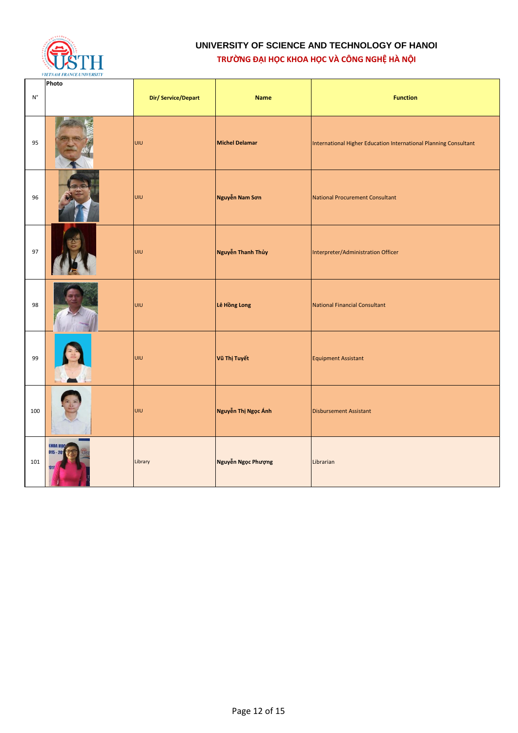# UNIVERSITY OF SCIENCE AND TECHNOLOGY OF HANOI

## TRƯỜNG ĐẠI HỌC KHOA HỌC VÀ CÔNG NGHỆ HÀ NỘI

| N° | Photo | Dir/ Service/Depart | Name | Function |
|---|---|---|---|---|
| 95 | | UIU | **Michel Delamar** | International Higher Education International Planning Consultant |
| 96 | | UIU | **Nguyễn Nam Sơn** | National Procurement Consultant |
| 97 | | UIU | **Nguyễn Thanh Thủy** | Interpreter/Administration Officer |
| 98 | | UIU | **Lê Hồng Long** | National Financial Consultant |
| 99 | | UIU | **Vũ Thị Tuyết** | Equipment Assistant |
| 100 | | UIU | **Nguyễn Thị Ngọc Ánh** | Disbursement Assistant |
| 101 | | Library | **Nguyễn Ngọc Phượng** | Librarian |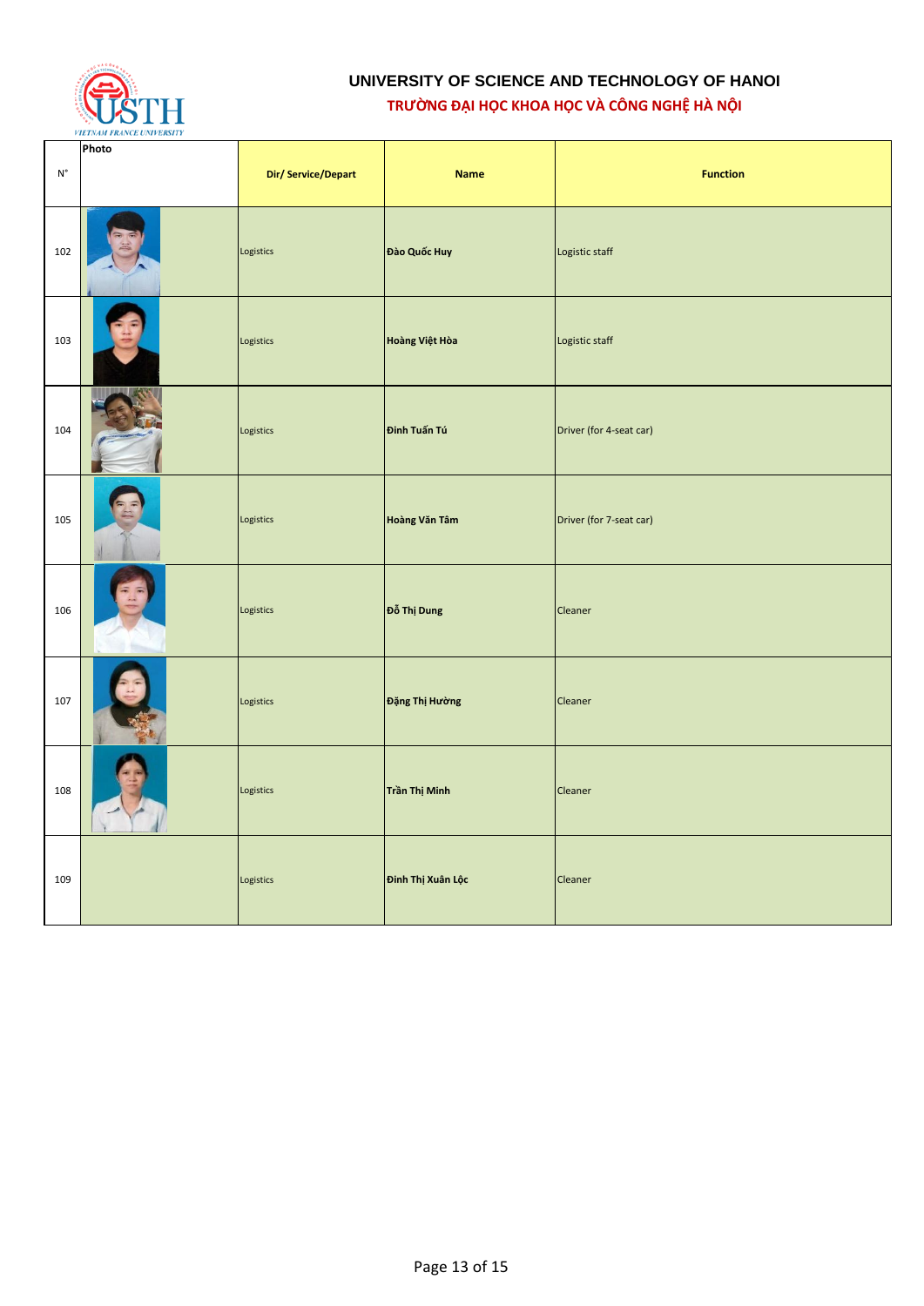# UNIVERSITY OF SCIENCE AND TECHNOLOGY OF HANOI

## TRƯỜNG ĐẠI HỌC KHOA HỌC VÀ CÔNG NGHỆ HÀ NỘI

| N° | Photo | Dir/ Service/Depart | Name | Function |
|---|---|---|---|---|
| 102 | | Logistics | **Đào Quốc Huy** | Logistic staff |
| 103 | | Logistics | **Hoàng Việt Hòa** | Logistic staff |
| 104 | | Logistics | **Đinh Tuấn Tú** | Driver (for 4-seat car) |
| 105 | | Logistics | **Hoàng Văn Tâm** | Driver (for 7-seat car) |
| 106 | | Logistics | **Đỗ Thị Dung** | Cleaner |
| 107 | | Logistics | **Đặng Thị Hường** | Cleaner |
| 108 | | Logistics | **Trần Thị Minh** | Cleaner |
| 109 | | Logistics | **Đinh Thị Xuân Lộc** | Cleaner |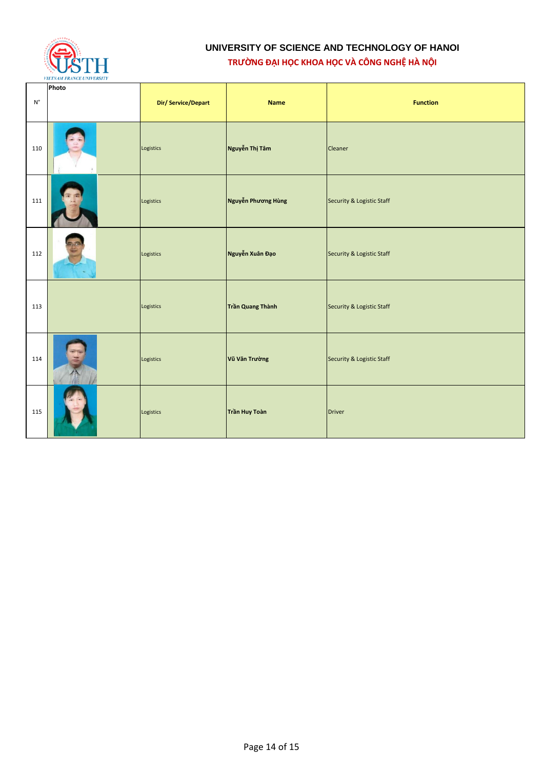**UNIVERSITY OF SCIENCE AND TECHNOLOGY OF HANOI**

**TRƯỜNG ĐẠI HỌC KHOA HỌC VÀ CÔNG NGHỆ HÀ NỘI**

| N° | Photo | Dir/ Service/Depart | Name | Function |
|---|---|---|---|---|
| 110 | | Logistics | **Nguyễn Thị Tâm** | Cleaner |
| 111 | | Logistics | **Nguyễn Phương Hùng** | Security & Logistic Staff |
| 112 | | Logistics | **Nguyễn Xuân Đạo** | Security & Logistic Staff |
| 113 | | Logistics | **Trần Quang Thành** | Security & Logistic Staff |
| 114 | | Logistics | **Vũ Văn Trường** | Security & Logistic Staff |
| 115 | | Logistics | **Trần Huy Toàn** | Driver |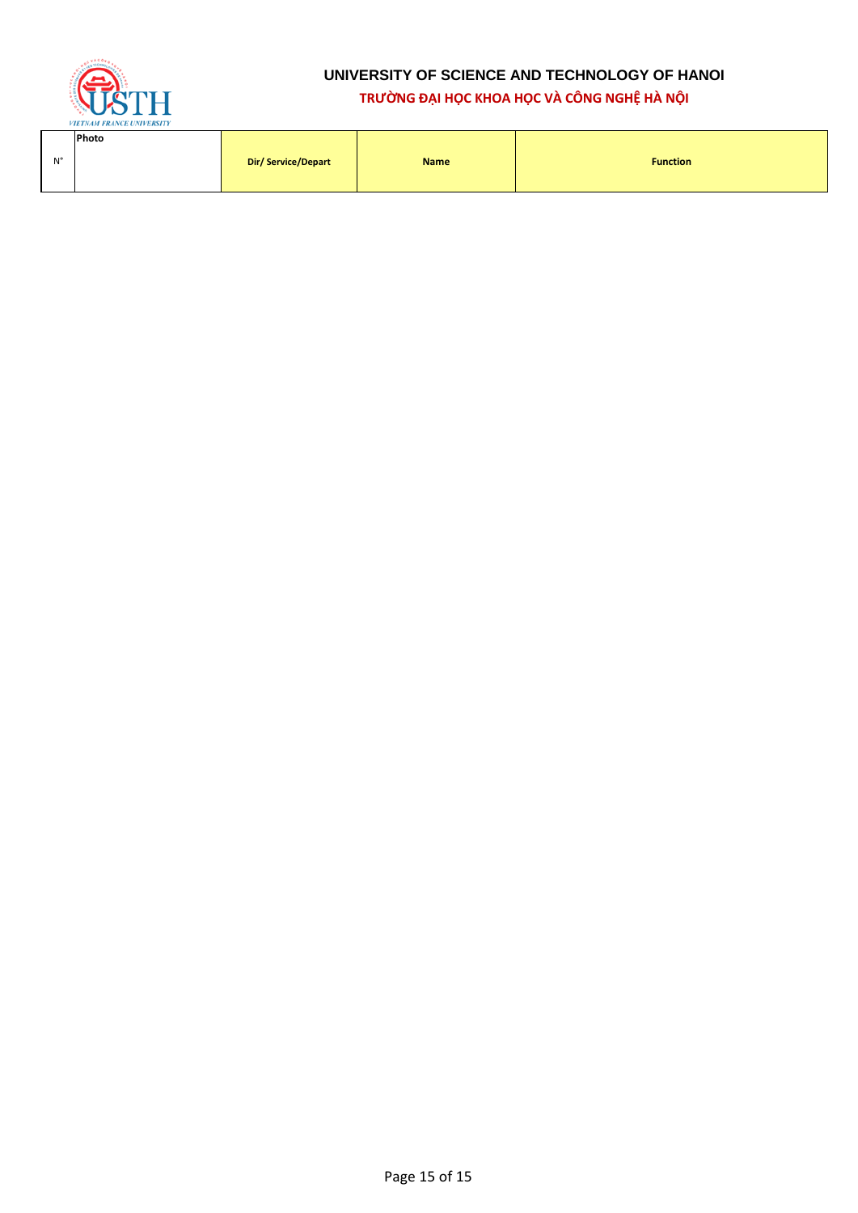UNIVERSITY OF SCIENCE AND TECHNOLOGY OF HANOI

TRƯỜNG ĐẠI HỌC KHOA HỌC VÀ CÔNG NGHỆ HÀ NỘI

| N° | Photo | Dir/ Service/Depart | Name | Function |
|---|---|---|---|---|